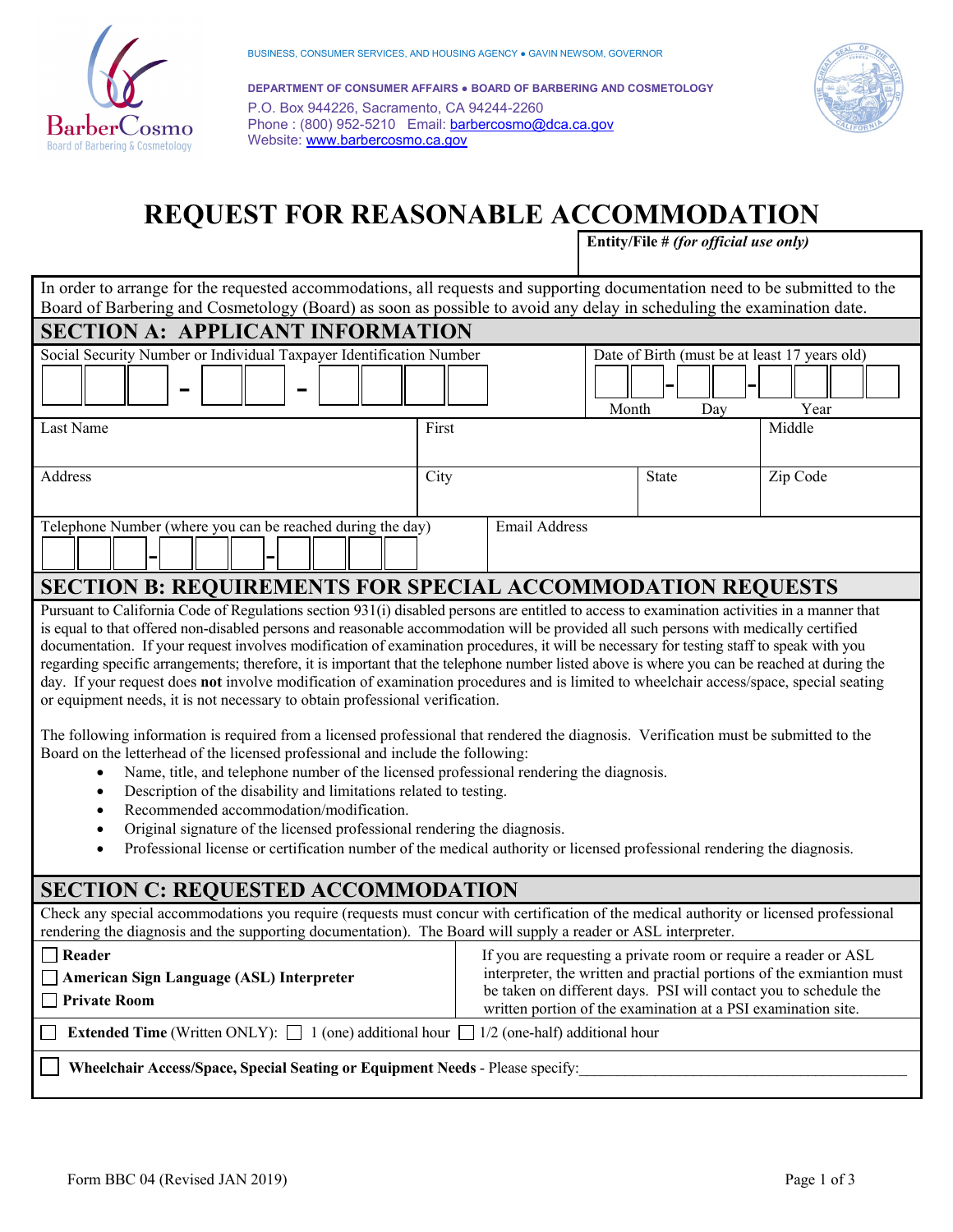BUSINESS, CONSUMER SERVICES, AND HOUSING AGENCY ● GAVIN NEWSOM, GOVERNOR

**DEPARTMENT OF CONSUMER AFFAIRS ● BOARD OF BARBERING AND COSMETOLOGY**
P.O. Box 944226, Sacramento, CA 94244-2260
Phone : (800) 952-5210 Email: barbercosmo@dca.ca.gov
Website: www.barbercosmo.ca.gov

# REQUEST FOR REASONABLE ACCOMMODATION

**Entity/File #** ***(for official use only)***

In order to arrange for the requested accommodations, all requests and supporting documentation need to be submitted to the Board of Barbering and Cosmetology (Board) as soon as possible to avoid any delay in scheduling the examination date.

## SECTION A: APPLICANT INFORMATION

| Social Security Number or Individual Taxpayer Identification Number | | Date of Birth (must be at least 17 years old) | |
|---|---|---|---|
| ___ ___ ___ - ___ ___ - ___ ___ ___ ___ | | ___ ___ - ___ ___ - ___ ___ ___ ___ (Month / Day / Year) | |
| Last Name | First | | Middle |
| Address | City | State | Zip Code |
| Telephone Number (where you can be reached during the day) ___ ___ ___ - ___ ___ ___ - ___ ___ ___ ___ | Email Address | | |

## SECTION B: REQUIREMENTS FOR SPECIAL ACCOMMODATION REQUESTS

Pursuant to California Code of Regulations section 931(i) disabled persons are entitled to access to examination activities in a manner that is equal to that offered non-disabled persons and reasonable accommodation will be provided all such persons with medically certified documentation. If your request involves modification of examination procedures, it will be necessary for testing staff to speak with you regarding specific arrangements; therefore, it is important that the telephone number listed above is where you can be reached at during the day. If your request does **not** involve modification of examination procedures and is limited to wheelchair access/space, special seating or equipment needs, it is not necessary to obtain professional verification.

The following information is required from a licensed professional that rendered the diagnosis. Verification must be submitted to the Board on the letterhead of the licensed professional and include the following:

- Name, title, and telephone number of the licensed professional rendering the diagnosis.
- Description of the disability and limitations related to testing.
- Recommended accommodation/modification.
- Original signature of the licensed professional rendering the diagnosis.
- Professional license or certification number of the medical authority or licensed professional rendering the diagnosis.

## SECTION C: REQUESTED ACCOMMODATION

Check any special accommodations you require (requests must concur with certification of the medical authority or licensed professional rendering the diagnosis and the supporting documentation). The Board will supply a reader or ASL interpreter.

| | |
|---|---|
| ☐ **Reader**<br>☐ **American Sign Language (ASL) Interpreter**<br>☐ **Private Room** | If you are requesting a private room or require a reader or ASL interpreter, the written and practial portions of the exmiantion must be taken on different days. PSI will contact you to schedule the written portion of the examination at a PSI examination site. |

☐ **Extended Time** (Written ONLY): ☐ 1 (one) additional hour ☐ 1/2 (one-half) additional hour

☐ **Wheelchair Access/Space, Special Seating or Equipment Needs** - Please specify:___________________________________________

Form BBC 04 (Revised JAN 2019)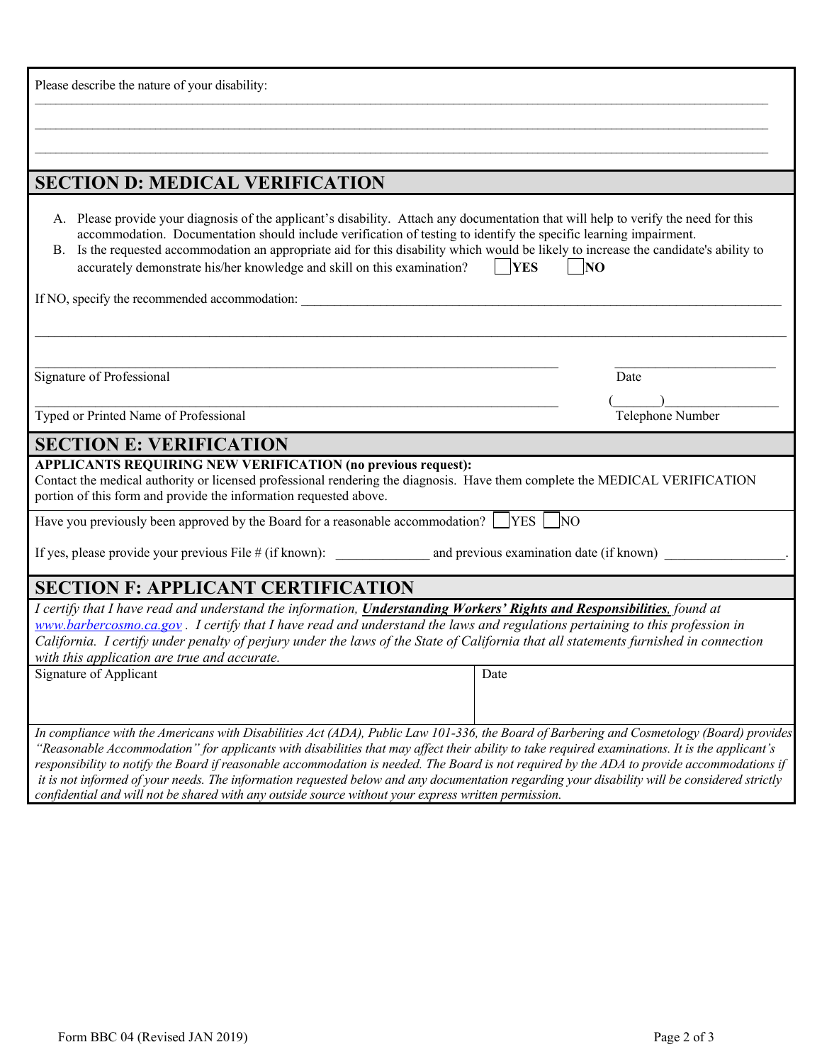Please describe the nature of your disability:

___________________________________________________________________________

___________________________________________________________________________

___________________________________________________________________________

## SECTION D: MEDICAL VERIFICATION

A. Please provide your diagnosis of the applicant's disability. Attach any documentation that will help to verify the need for this accommodation. Documentation should include verification of testing to identify the specific learning impairment.

B. Is the requested accommodation an appropriate aid for this disability which would be likely to increase the candidate's ability to accurately demonstrate his/her knowledge and skill on this examination? ☐ **YES** ☐ **NO**

If NO, specify the recommended accommodation: ___________________________________________

___________________________________________________________________________

_____________________________________________ ____________________

Signature of Professional Date

_____________________________________________ (______)________________

Typed or Printed Name of Professional Telephone Number

## SECTION E: VERIFICATION

**APPLICANTS REQUIRING NEW VERIFICATION (no previous request):**
Contact the medical authority or licensed professional rendering the diagnosis. Have them complete the MEDICAL VERIFICATION portion of this form and provide the information requested above.

Have you previously been approved by the Board for a reasonable accommodation? ☐ YES ☐ NO

If yes, please provide your previous File # (if known): ______________ and previous examination date (if known) __________________.

## SECTION F: APPLICANT CERTIFICATION

*I certify that I have read and understand the information,* ***Understanding Workers' Rights and Responsibilities****, found at www.barbercosmo.ca.gov. I certify that I have read and understand the laws and regulations pertaining to this profession in California. I certify under penalty of perjury under the laws of the State of California that all statements furnished in connection with this application are true and accurate.*

| Signature of Applicant | Date |
|---|---|
| | |

*In compliance with the Americans with Disabilities Act (ADA), Public Law 101-336, the Board of Barbering and Cosmetology (Board) provides "Reasonable Accommodation" for applicants with disabilities that may affect their ability to take required examinations. It is the applicant's responsibility to notify the Board if reasonable accommodation is needed. The Board is not required by the ADA to provide accommodations if it is not informed of your needs. The information requested below and any documentation regarding your disability will be considered strictly confidential and will not be shared with any outside source without your express written permission.*

Form BBC 04 (Revised JAN 2019)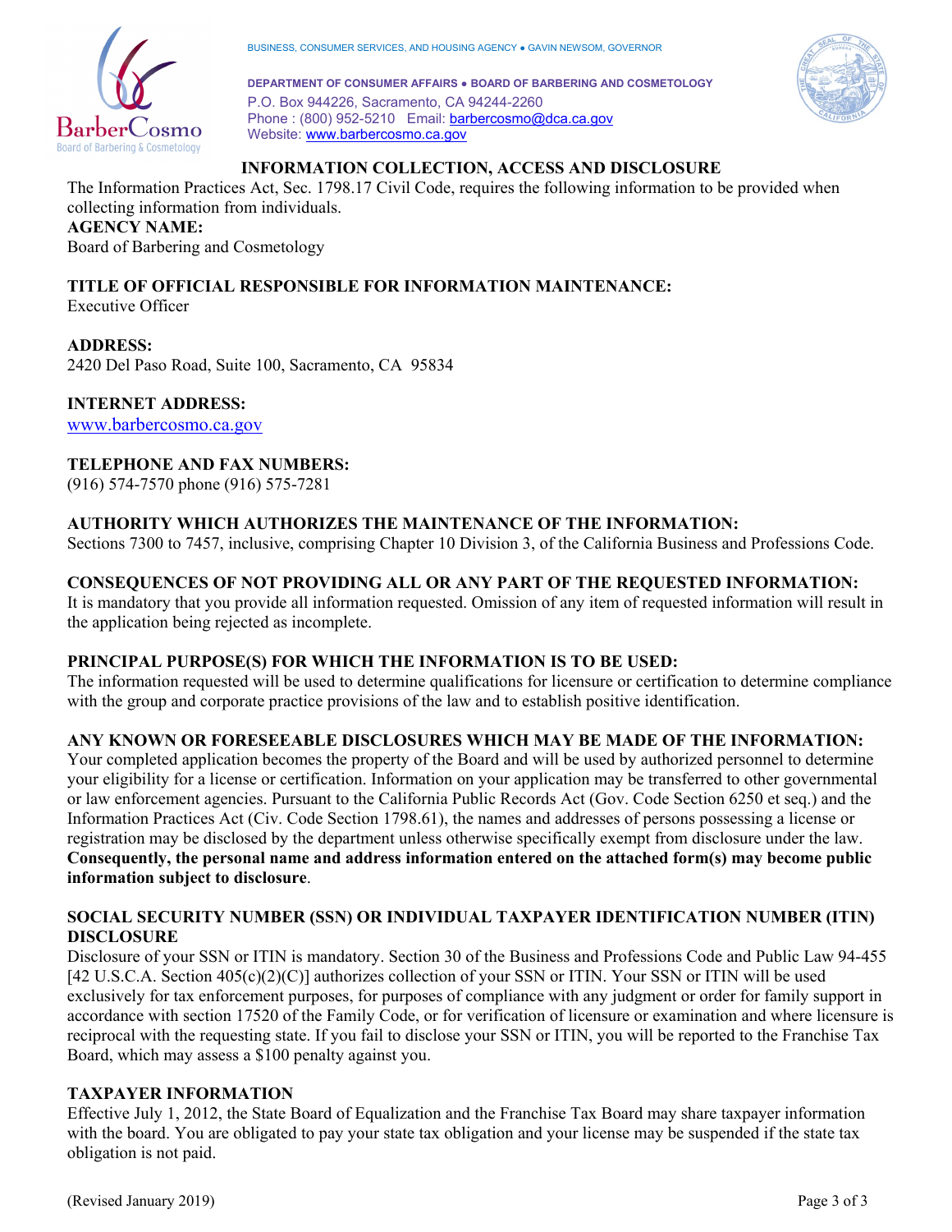BUSINESS, CONSUMER SERVICES, AND HOUSING AGENCY ● GAVIN NEWSOM, GOVERNOR

**DEPARTMENT OF CONSUMER AFFAIRS ● BOARD OF BARBERING AND COSMETOLOGY**
P.O. Box 944226, Sacramento, CA 94244-2260
Phone : (800) 952-5210 Email: barbercosmo@dca.ca.gov
Website: www.barbercosmo.ca.gov

## INFORMATION COLLECTION, ACCESS AND DISCLOSURE

The Information Practices Act, Sec. 1798.17 Civil Code, requires the following information to be provided when collecting information from individuals.

**AGENCY NAME:**
Board of Barbering and Cosmetology

**TITLE OF OFFICIAL RESPONSIBLE FOR INFORMATION MAINTENANCE:**
Executive Officer

**ADDRESS:**
2420 Del Paso Road, Suite 100, Sacramento, CA 95834

**INTERNET ADDRESS:**
www.barbercosmo.ca.gov

**TELEPHONE AND FAX NUMBERS:**
(916) 574-7570 phone (916) 575-7281

**AUTHORITY WHICH AUTHORIZES THE MAINTENANCE OF THE INFORMATION:**
Sections 7300 to 7457, inclusive, comprising Chapter 10 Division 3, of the California Business and Professions Code.

**CONSEQUENCES OF NOT PROVIDING ALL OR ANY PART OF THE REQUESTED INFORMATION:**
It is mandatory that you provide all information requested. Omission of any item of requested information will result in the application being rejected as incomplete.

**PRINCIPAL PURPOSE(S) FOR WHICH THE INFORMATION IS TO BE USED:**
The information requested will be used to determine qualifications for licensure or certification to determine compliance with the group and corporate practice provisions of the law and to establish positive identification.

**ANY KNOWN OR FORESEEABLE DISCLOSURES WHICH MAY BE MADE OF THE INFORMATION:**
Your completed application becomes the property of the Board and will be used by authorized personnel to determine your eligibility for a license or certification. Information on your application may be transferred to other governmental or law enforcement agencies. Pursuant to the California Public Records Act (Gov. Code Section 6250 et seq.) and the Information Practices Act (Civ. Code Section 1798.61), the names and addresses of persons possessing a license or registration may be disclosed by the department unless otherwise specifically exempt from disclosure under the law. **Consequently, the personal name and address information entered on the attached form(s) may become public information subject to disclosure**.

**SOCIAL SECURITY NUMBER (SSN) OR INDIVIDUAL TAXPAYER IDENTIFICATION NUMBER (ITIN) DISCLOSURE**
Disclosure of your SSN or ITIN is mandatory. Section 30 of the Business and Professions Code and Public Law 94-455 [42 U.S.C.A. Section 405(c)(2)(C)] authorizes collection of your SSN or ITIN. Your SSN or ITIN will be used exclusively for tax enforcement purposes, for purposes of compliance with any judgment or order for family support in accordance with section 17520 of the Family Code, or for verification of licensure or examination and where licensure is reciprocal with the requesting state. If you fail to disclose your SSN or ITIN, you will be reported to the Franchise Tax Board, which may assess a $100 penalty against you.

**TAXPAYER INFORMATION**
Effective July 1, 2012, the State Board of Equalization and the Franchise Tax Board may share taxpayer information with the board. You are obligated to pay your state tax obligation and your license may be suspended if the state tax obligation is not paid.

(Revised January 2019)